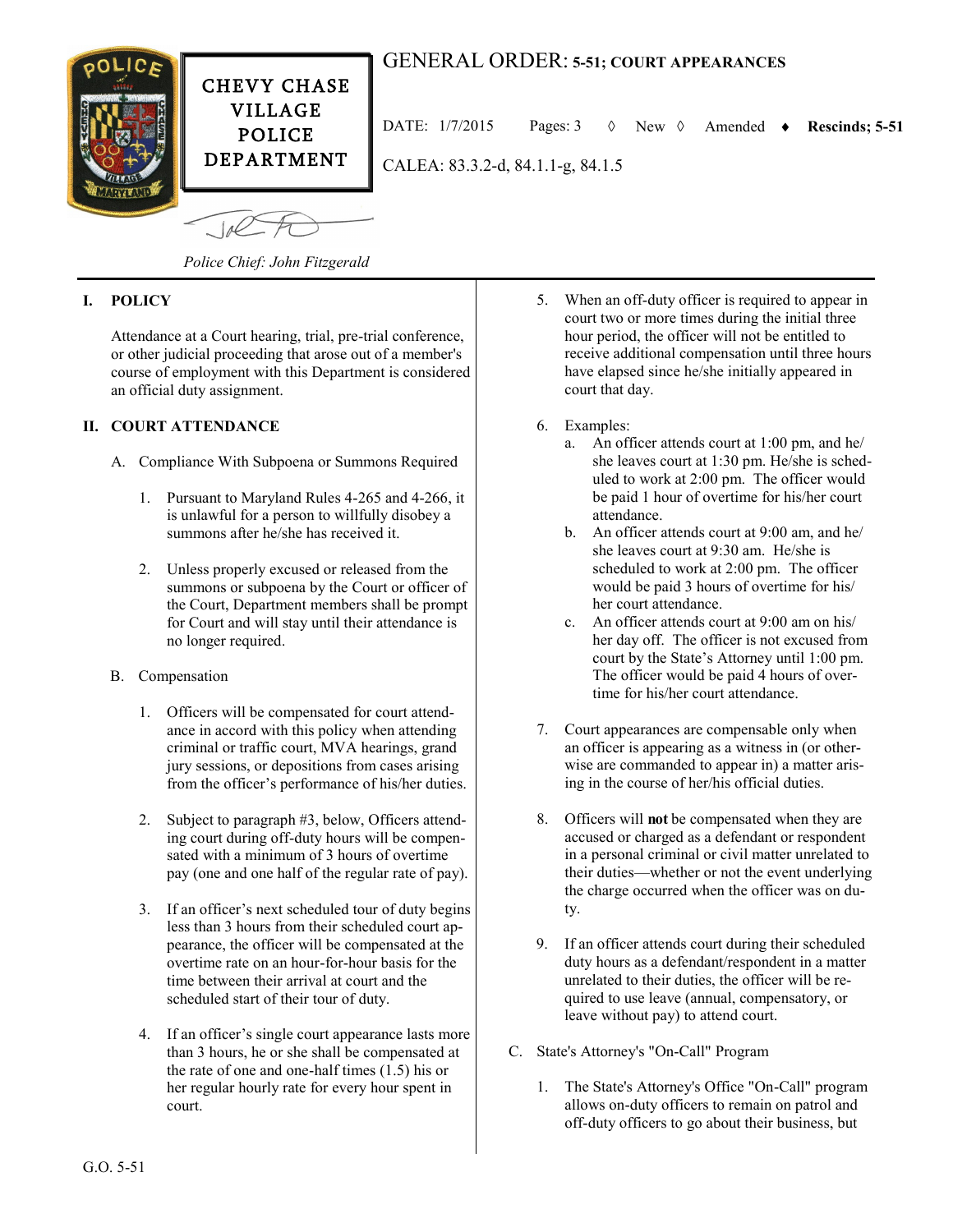CHEVY CHASE VILLAGE POLICE DEPARTMENT

# GENERAL ORDER: 5-51; COURT APPEARANCES

DATE: 1/7/2015 Pages: 3 ◊ New ◊ Amended ♦ **Rescinds; 5-51**

CALEA: 83.3.2-d, 84.1.1-g, 84.1.5

*Police Chief: John Fitzgerald*

## I. POLICY

Attendance at a Court hearing, trial, pre-trial conference, or other judicial proceeding that arose out of a member's course of employment with this Department is considered an official duty assignment.

## II. COURT ATTENDANCE

A. Compliance With Subpoena or Summons Required

1. Pursuant to Maryland Rules 4-265 and 4-266, it is unlawful for a person to willfully disobey a summons after he/she has received it.

2. Unless properly excused or released from the summons or subpoena by the Court or officer of the Court, Department members shall be prompt for Court and will stay until their attendance is no longer required.

B. Compensation

1. Officers will be compensated for court attendance in accord with this policy when attending criminal or traffic court, MVA hearings, grand jury sessions, or depositions from cases arising from the officer's performance of his/her duties.

2. Subject to paragraph #3, below, Officers attending court during off-duty hours will be compensated with a minimum of 3 hours of overtime pay (one and one half of the regular rate of pay).

3. If an officer's next scheduled tour of duty begins less than 3 hours from their scheduled court appearance, the officer will be compensated at the overtime rate on an hour-for-hour basis for the time between their arrival at court and the scheduled start of their tour of duty.

4. If an officer's single court appearance lasts more than 3 hours, he or she shall be compensated at the rate of one and one-half times (1.5) his or her regular hourly rate for every hour spent in court.

5. When an off-duty officer is required to appear in court two or more times during the initial three hour period, the officer will not be entitled to receive additional compensation until three hours have elapsed since he/she initially appeared in court that day.

6. Examples:
   a. An officer attends court at 1:00 pm, and he/she leaves court at 1:30 pm. He/she is scheduled to work at 2:00 pm. The officer would be paid 1 hour of overtime for his/her court attendance.
   b. An officer attends court at 9:00 am, and he/she leaves court at 9:30 am. He/she is scheduled to work at 2:00 pm. The officer would be paid 3 hours of overtime for his/her court attendance.
   c. An officer attends court at 9:00 am on his/her day off. The officer is not excused from court by the State's Attorney until 1:00 pm. The officer would be paid 4 hours of overtime for his/her court attendance.

7. Court appearances are compensable only when an officer is appearing as a witness in (or otherwise are commanded to appear in) a matter arising in the course of her/his official duties.

8. Officers will **not** be compensated when they are accused or charged as a defendant or respondent in a personal criminal or civil matter unrelated to their duties—whether or not the event underlying the charge occurred when the officer was on duty.

9. If an officer attends court during their scheduled duty hours as a defendant/respondent in a matter unrelated to their duties, the officer will be required to use leave (annual, compensatory, or leave without pay) to attend court.

C. State's Attorney's "On-Call" Program

1. The State's Attorney's Office "On-Call" program allows on-duty officers to remain on patrol and off-duty officers to go about their business, but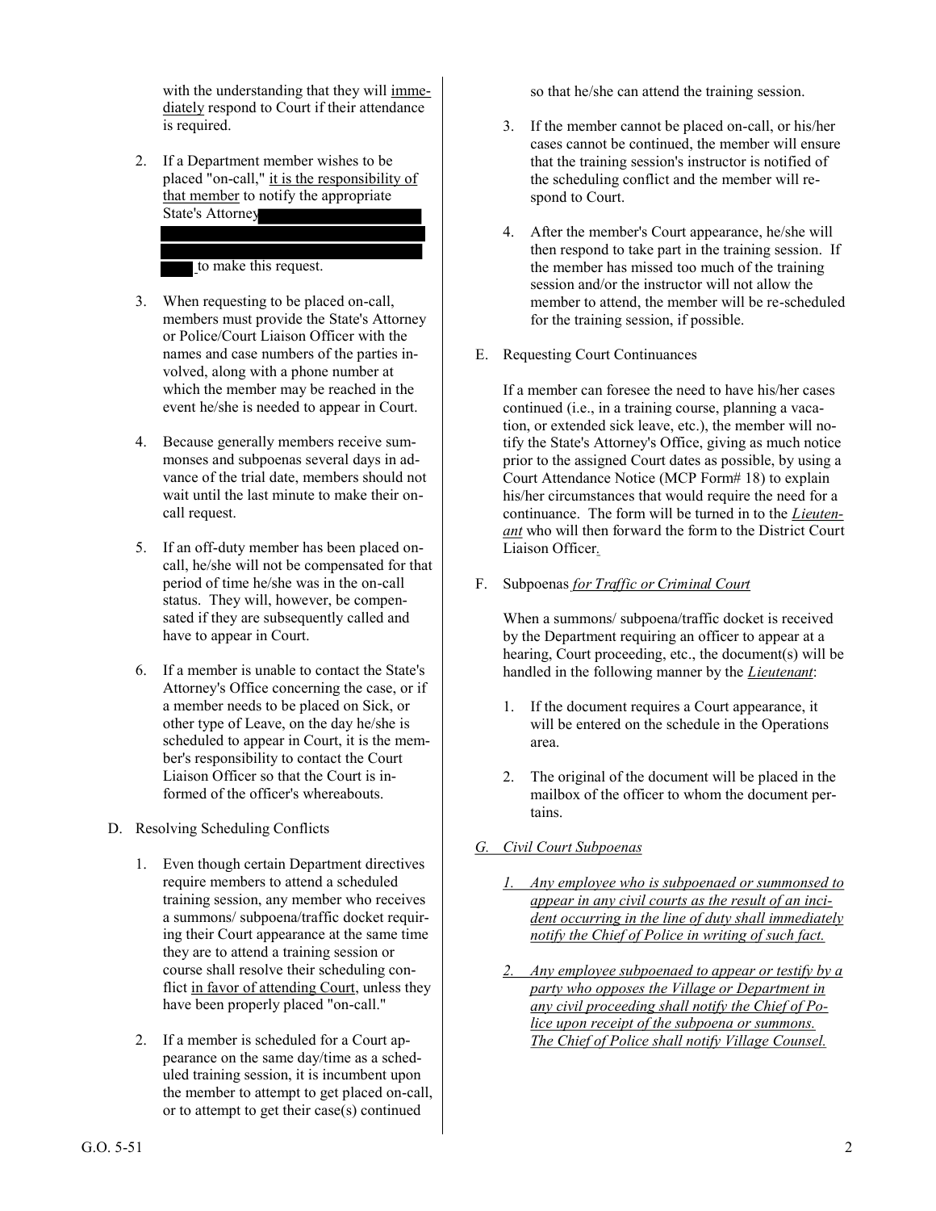with the understanding that they will immediately respond to Court if their attendance is required.

2. If a Department member wishes to be placed "on-call," it is the responsibility of that member to notify the appropriate State's Attorney [REDACTED] to make this request.

3. When requesting to be placed on-call, members must provide the State's Attorney or Police/Court Liaison Officer with the names and case numbers of the parties involved, along with a phone number at which the member may be reached in the event he/she is needed to appear in Court.

4. Because generally members receive summonses and subpoenas several days in advance of the trial date, members should not wait until the last minute to make their on-call request.

5. If an off-duty member has been placed on-call, he/she will not be compensated for that period of time he/she was in the on-call status. They will, however, be compensated if they are subsequently called and have to appear in Court.

6. If a member is unable to contact the State's Attorney's Office concerning the case, or if a member needs to be placed on Sick, or other type of Leave, on the day he/she is scheduled to appear in Court, it is the member's responsibility to contact the Court Liaison Officer so that the Court is informed of the officer's whereabouts.

D. Resolving Scheduling Conflicts

1. Even though certain Department directives require members to attend a scheduled training session, any member who receives a summons/ subpoena/traffic docket requiring their Court appearance at the same time they are to attend a training session or course shall resolve their scheduling conflict in favor of attending Court, unless they have been properly placed "on-call."

2. If a member is scheduled for a Court appearance on the same day/time as a scheduled training session, it is incumbent upon the member to attempt to get placed on-call, or to attempt to get their case(s) continued so that he/she can attend the training session.

3. If the member cannot be placed on-call, or his/her cases cannot be continued, the member will ensure that the training session's instructor is notified of the scheduling conflict and the member will respond to Court.

4. After the member's Court appearance, he/she will then respond to take part in the training session. If the member has missed too much of the training session and/or the instructor will not allow the member to attend, the member will be re-scheduled for the training session, if possible.

E. Requesting Court Continuances

If a member can foresee the need to have his/her cases continued (i.e., in a training course, planning a vacation, or extended sick leave, etc.), the member will notify the State's Attorney's Office, giving as much notice prior to the assigned Court dates as possible, by using a Court Attendance Notice (MCP Form# 18) to explain his/her circumstances that would require the need for a continuance. The form will be turned in to the ***Lieutenant*** who will then forward the form to the District Court Liaison Officer.

F. Subpoenas *for Traffic or Criminal Court*

When a summons/ subpoena/traffic docket is received by the Department requiring an officer to appear at a hearing, Court proceeding, etc., the document(s) will be handled in the following manner by the ***Lieutenant***:

1. If the document requires a Court appearance, it will be entered on the schedule in the Operations area.

2. The original of the document will be placed in the mailbox of the officer to whom the document pertains.

*G. Civil Court Subpoenas*

*1. Any employee who is subpoenaed or summonsed to appear in any civil courts as the result of an incident occurring in the line of duty shall immediately notify the Chief of Police in writing of such fact.*

*2. Any employee subpoenaed to appear or testify by a party who opposes the Village or Department in any civil proceeding shall notify the Chief of Police upon receipt of the subpoena or summons. The Chief of Police shall notify Village Counsel.*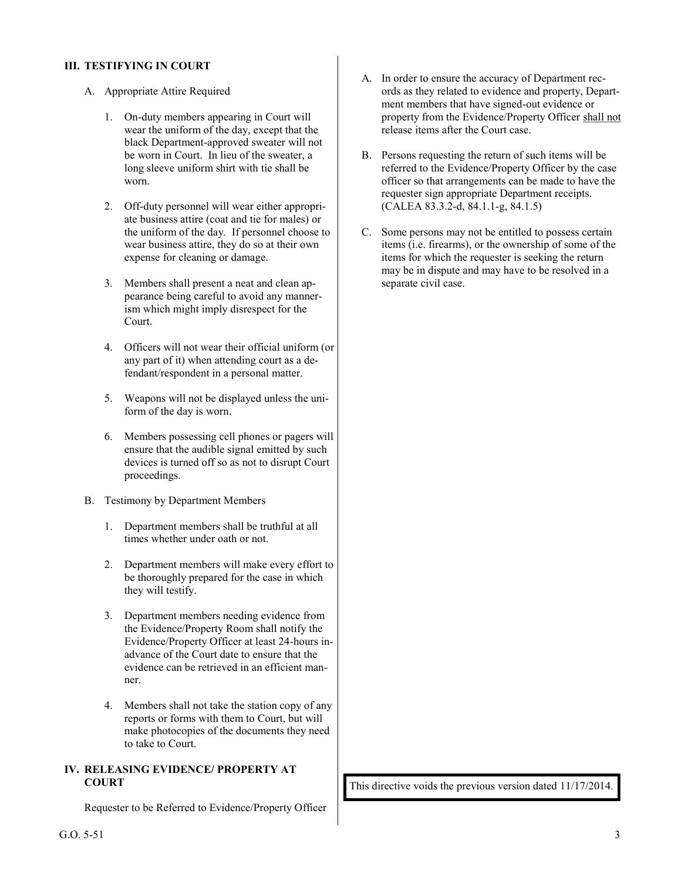## III. TESTIFYING IN COURT

A. Appropriate Attire Required

1. On-duty members appearing in Court will wear the uniform of the day, except that the black Department-approved sweater will not be worn in Court. In lieu of the sweater, a long sleeve uniform shirt with tie shall be worn.

2. Off-duty personnel will wear either appropriate business attire (coat and tie for males) or the uniform of the day. If personnel choose to wear business attire, they do so at their own expense for cleaning or damage.

3. Members shall present a neat and clean appearance being careful to avoid any mannerism which might imply disrespect for the Court.

4. Officers will not wear their official uniform (or any part of it) when attending court as a defendant/respondent in a personal matter.

5. Weapons will not be displayed unless the uniform of the day is worn.

6. Members possessing cell phones or pagers will ensure that the audible signal emitted by such devices is turned off so as not to disrupt Court proceedings.

B. Testimony by Department Members

1. Department members shall be truthful at all times whether under oath or not.

2. Department members will make every effort to be thoroughly prepared for the case in which they will testify.

3. Department members needing evidence from the Evidence/Property Room shall notify the Evidence/Property Officer at least 24-hours in-advance of the Court date to ensure that the evidence can be retrieved in an efficient manner.

4. Members shall not take the station copy of any reports or forms with them to Court, but will make photocopies of the documents they need to take to Court.

## IV. RELEASING EVIDENCE/ PROPERTY AT COURT

Requester to be Referred to Evidence/Property Officer

A. In order to ensure the accuracy of Department records as they related to evidence and property, Department members that have signed-out evidence or property from the Evidence/Property Officer shall not release items after the Court case.

B. Persons requesting the return of such items will be referred to the Evidence/Property Officer by the case officer so that arrangements can be made to have the requester sign appropriate Department receipts. (CALEA 83.3.2-d, 84.1.1-g, 84.1.5)

C. Some persons may not be entitled to possess certain items (i.e. firearms), or the ownership of some of the items for which the requester is seeking the return may be in dispute and may have to be resolved in a separate civil case.

This directive voids the previous version dated 11/17/2014.